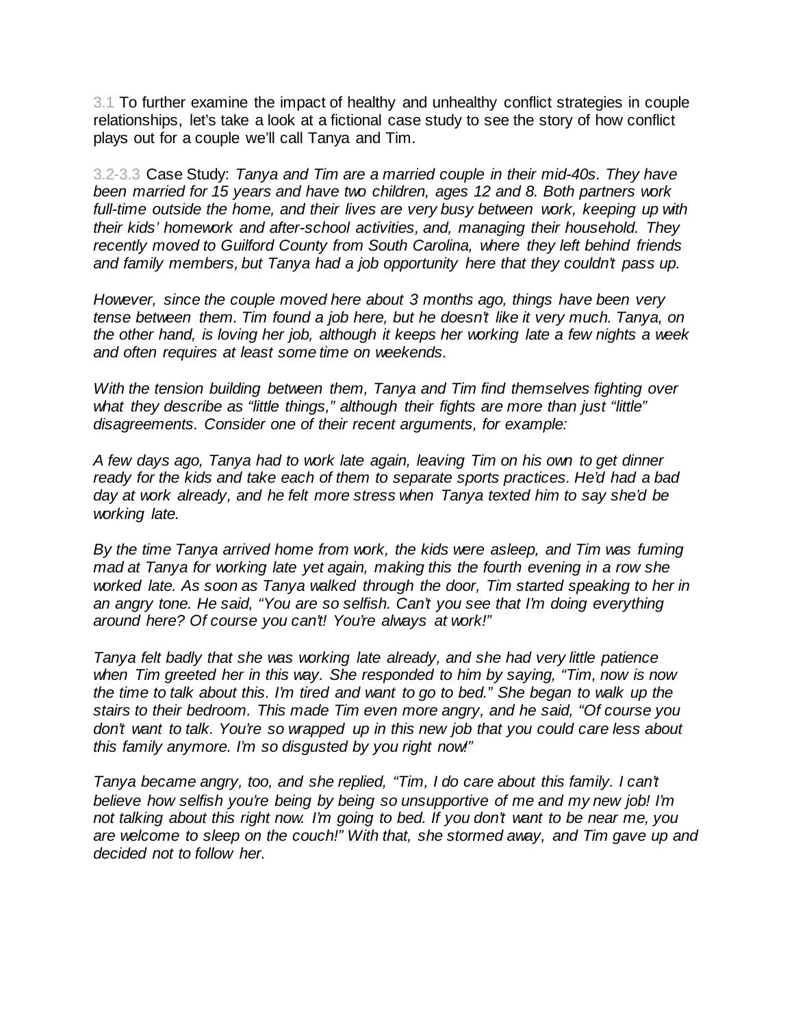3.1 To further examine the impact of healthy and unhealthy conflict strategies in couple relationships, let's take a look at a fictional case study to see the story of how conflict plays out for a couple we'll call Tanya and Tim.

3.2-3.3 Case Study: *Tanya and Tim are a married couple in their mid-40s. They have been married for 15 years and have two children, ages 12 and 8. Both partners work full-time outside the home, and their lives are very busy between work, keeping up with their kids' homework and after-school activities, and, managing their household. They recently moved to Guilford County from South Carolina, where they left behind friends and family members, but Tanya had a job opportunity here that they couldn't pass up.*

*However, since the couple moved here about 3 months ago, things have been very tense between them. Tim found a job here, but he doesn't like it very much. Tanya, on the other hand, is loving her job, although it keeps her working late a few nights a week and often requires at least some time on weekends.*

*With the tension building between them, Tanya and Tim find themselves fighting over what they describe as "little things," although their fights are more than just "little" disagreements. Consider one of their recent arguments, for example:*

*A few days ago, Tanya had to work late again, leaving Tim on his own to get dinner ready for the kids and take each of them to separate sports practices. He'd had a bad day at work already, and he felt more stress when Tanya texted him to say she'd be working late.*

*By the time Tanya arrived home from work, the kids were asleep, and Tim was fuming mad at Tanya for working late yet again, making this the fourth evening in a row she worked late. As soon as Tanya walked through the door, Tim started speaking to her in an angry tone. He said, "You are so selfish. Can't you see that I'm doing everything around here? Of course you can't! You're always at work!"*

*Tanya felt badly that she was working late already, and she had very little patience when Tim greeted her in this way. She responded to him by saying, "Tim, now is now the time to talk about this. I'm tired and want to go to bed." She began to walk up the stairs to their bedroom. This made Tim even more angry, and he said, "Of course you don't want to talk. You're so wrapped up in this new job that you could care less about this family anymore. I'm so disgusted by you right now!"*

*Tanya became angry, too, and she replied, "Tim, I do care about this family. I can't believe how selfish you're being by being so unsupportive of me and my new job! I'm not talking about this right now. I'm going to bed. If you don't want to be near me, you are welcome to sleep on the couch!" With that, she stormed away, and Tim gave up and decided not to follow her.*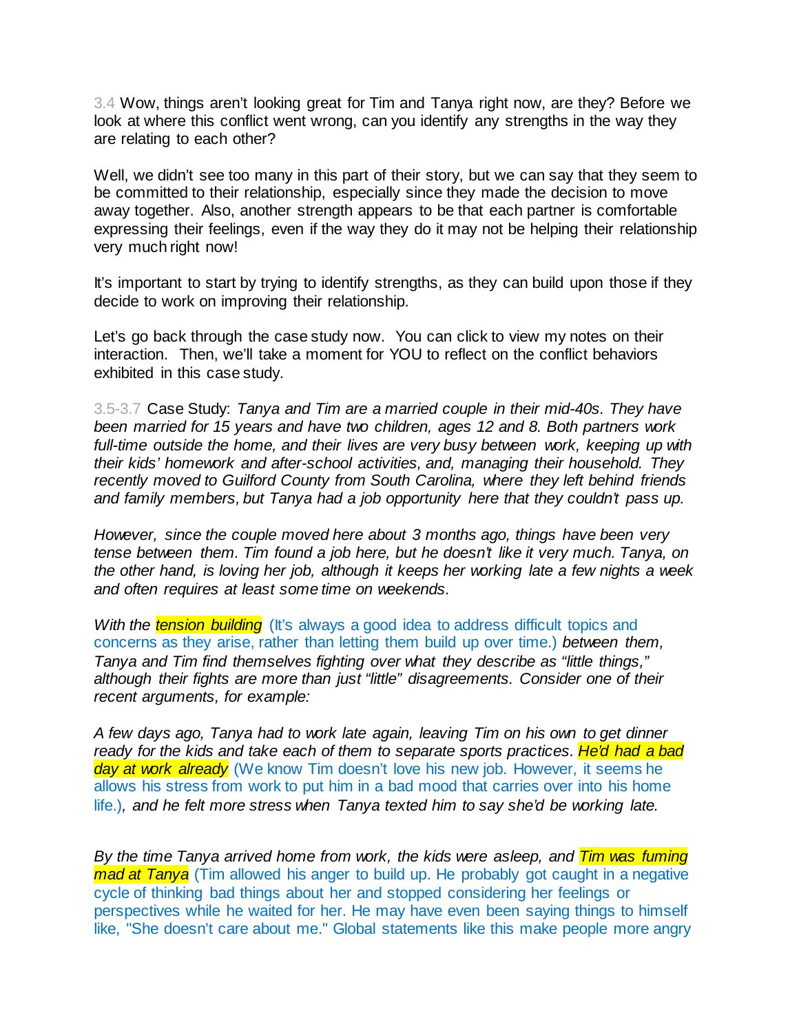3.4 Wow, things aren't looking great for Tim and Tanya right now, are they? Before we look at where this conflict went wrong, can you identify any strengths in the way they are relating to each other?

Well, we didn't see too many in this part of their story, but we can say that they seem to be committed to their relationship, especially since they made the decision to move away together. Also, another strength appears to be that each partner is comfortable expressing their feelings, even if the way they do it may not be helping their relationship very much right now!

It's important to start by trying to identify strengths, as they can build upon those if they decide to work on improving their relationship.

Let's go back through the case study now. You can click to view my notes on their interaction. Then, we'll take a moment for YOU to reflect on the conflict behaviors exhibited in this case study.

3.5-3.7 Case Study: *Tanya and Tim are a married couple in their mid-40s. They have been married for 15 years and have two children, ages 12 and 8. Both partners work full-time outside the home, and their lives are very busy between work, keeping up with their kids' homework and after-school activities, and, managing their household. They recently moved to Guilford County from South Carolina, where they left behind friends and family members, but Tanya had a job opportunity here that they couldn't pass up.*

*However, since the couple moved here about 3 months ago, things have been very tense between them. Tim found a job here, but he doesn't like it very much. Tanya, on the other hand, is loving her job, although it keeps her working late a few nights a week and often requires at least some time on weekends.*

*With the tension building* (It's always a good idea to address difficult topics and concerns as they arise, rather than letting them build up over time.) *between them, Tanya and Tim find themselves fighting over what they describe as "little things," although their fights are more than just "little" disagreements. Consider one of their recent arguments, for example:*

*A few days ago, Tanya had to work late again, leaving Tim on his own to get dinner ready for the kids and take each of them to separate sports practices. He'd had a bad day at work already* (We know Tim doesn't love his new job. However, it seems he allows his stress from work to put him in a bad mood that carries over into his home life.)*, and he felt more stress when Tanya texted him to say she'd be working late.*

*By the time Tanya arrived home from work, the kids were asleep, and Tim was fuming mad at Tanya* (Tim allowed his anger to build up. He probably got caught in a negative cycle of thinking bad things about her and stopped considering her feelings or perspectives while he waited for her. He may have even been saying things to himself like, "She doesn't care about me." Global statements like this make people more angry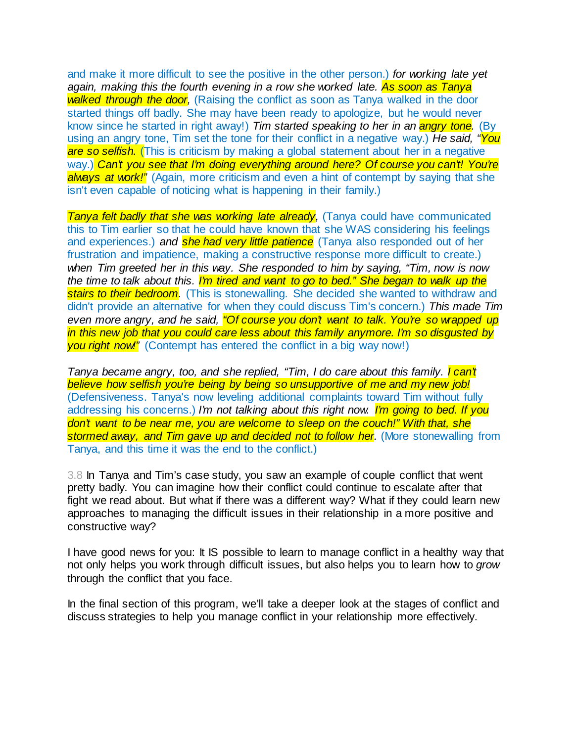and make it more difficult to see the positive in the other person.) *for working late yet again, making this the fourth evening in a row she worked late. As soon as Tanya walked through the door,* (Raising the conflict as soon as Tanya walked in the door started things off badly. She may have been ready to apologize, but he would never know since he started in right away!) *Tim started speaking to her in an angry tone.* (By using an angry tone, Tim set the tone for their conflict in a negative way.) *He said, "You are so selfish.* (This is criticism by making a global statement about her in a negative way.) *Can't you see that I'm doing everything around here? Of course you can't! You're always at work!"* (Again, more criticism and even a hint of contempt by saying that she isn't even capable of noticing what is happening in their family.)

*Tanya felt badly that she was working late already,* (Tanya could have communicated this to Tim earlier so that he could have known that she WAS considering his feelings and experiences.) *and she had very little patience* (Tanya also responded out of her frustration and impatience, making a constructive response more difficult to create.) *when Tim greeted her in this way. She responded to him by saying, "Tim, now is now the time to talk about this. I'm tired and want to go to bed." She began to walk up the stairs to their bedroom.* (This is stonewalling. She decided she wanted to withdraw and didn't provide an alternative for when they could discuss Tim's concern.) *This made Tim even more angry, and he said, "Of course you don't want to talk. You're so wrapped up in this new job that you could care less about this family anymore. I'm so disgusted by you right now!"* (Contempt has entered the conflict in a big way now!)

*Tanya became angry, too, and she replied, "Tim, I do care about this family. I can't believe how selfish you're being by being so unsupportive of me and my new job!* (Defensiveness. Tanya's now leveling additional complaints toward Tim without fully addressing his concerns.) *I'm not talking about this right now. I'm going to bed. If you don't want to be near me, you are welcome to sleep on the couch!" With that, she stormed away, and Tim gave up and decided not to follow her.* (More stonewalling from Tanya, and this time it was the end to the conflict.)

3.8 In Tanya and Tim's case study, you saw an example of couple conflict that went pretty badly. You can imagine how their conflict could continue to escalate after that fight we read about. But what if there was a different way? What if they could learn new approaches to managing the difficult issues in their relationship in a more positive and constructive way?

I have good news for you: It IS possible to learn to manage conflict in a healthy way that not only helps you work through difficult issues, but also helps you to learn how to *grow* through the conflict that you face.

In the final section of this program, we'll take a deeper look at the stages of conflict and discuss strategies to help you manage conflict in your relationship more effectively.